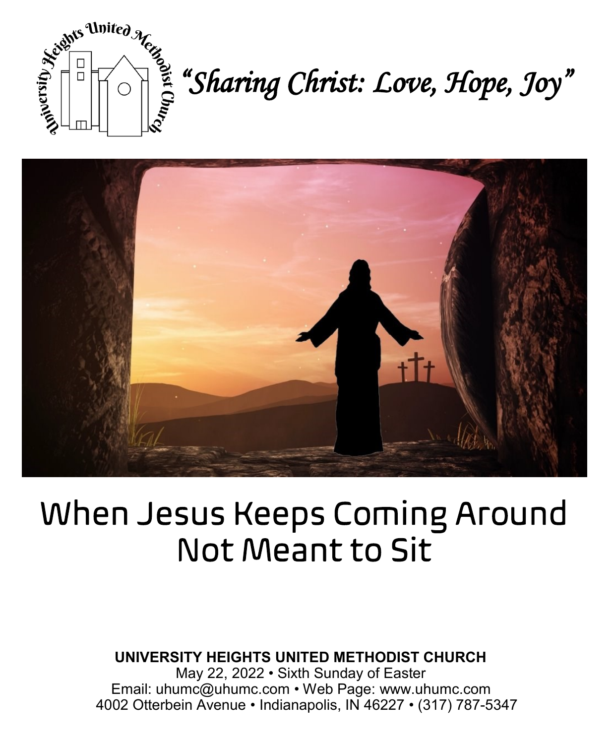*"Sharing Christ: Love, Hope, Joy"*

# When Jesus Keeps Coming Around
# Not Meant to Sit

**UNIVERSITY HEIGHTS UNITED METHODIST CHURCH**
May 22, 2022 • Sixth Sunday of Easter
Email: uhumc@uhumc.com • Web Page: www.uhumc.com
4002 Otterbein Avenue • Indianapolis, IN 46227 • (317) 787-5347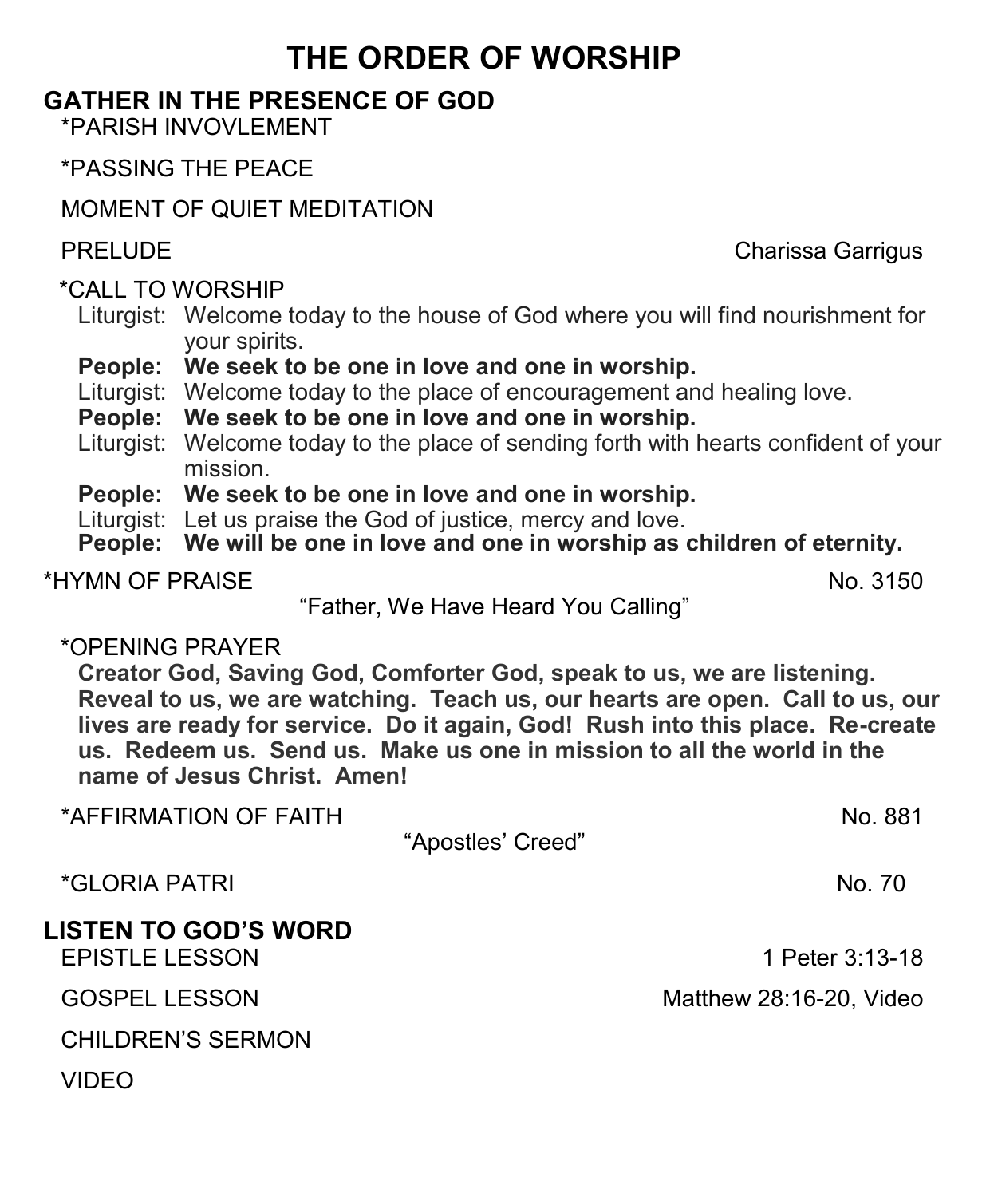# THE ORDER OF WORSHIP

## GATHER IN THE PRESENCE OF GOD

*PARISH INVOVLEMENT

*PASSING THE PEACE

MOMENT OF QUIET MEDITATION

PRELUDE — Charissa Garrigus

*CALL TO WORSHIP

Liturgist: Welcome today to the house of God where you will find nourishment for your spirits.

**People: We seek to be one in love and one in worship.**

Liturgist: Welcome today to the place of encouragement and healing love.

**People: We seek to be one in love and one in worship.**

Liturgist: Welcome today to the place of sending forth with hearts confident of your mission.

**People: We seek to be one in love and one in worship.**

Liturgist: Let us praise the God of justice, mercy and love.

**People: We will be one in love and one in worship as children of eternity.**

*HYMN OF PRAISE — No. 3150

"Father, We Have Heard You Calling"

*OPENING PRAYER

**Creator God, Saving God, Comforter God, speak to us, we are listening. Reveal to us, we are watching. Teach us, our hearts are open. Call to us, our lives are ready for service. Do it again, God! Rush into this place. Re-create us. Redeem us. Send us. Make us one in mission to all the world in the name of Jesus Christ. Amen!**

*AFFIRMATION OF FAITH — No. 881

"Apostles' Creed"

*GLORIA PATRI — No. 70

## LISTEN TO GOD'S WORD

EPISTLE LESSON — 1 Peter 3:13-18

GOSPEL LESSON — Matthew 28:16-20, Video

CHILDREN'S SERMON

VIDEO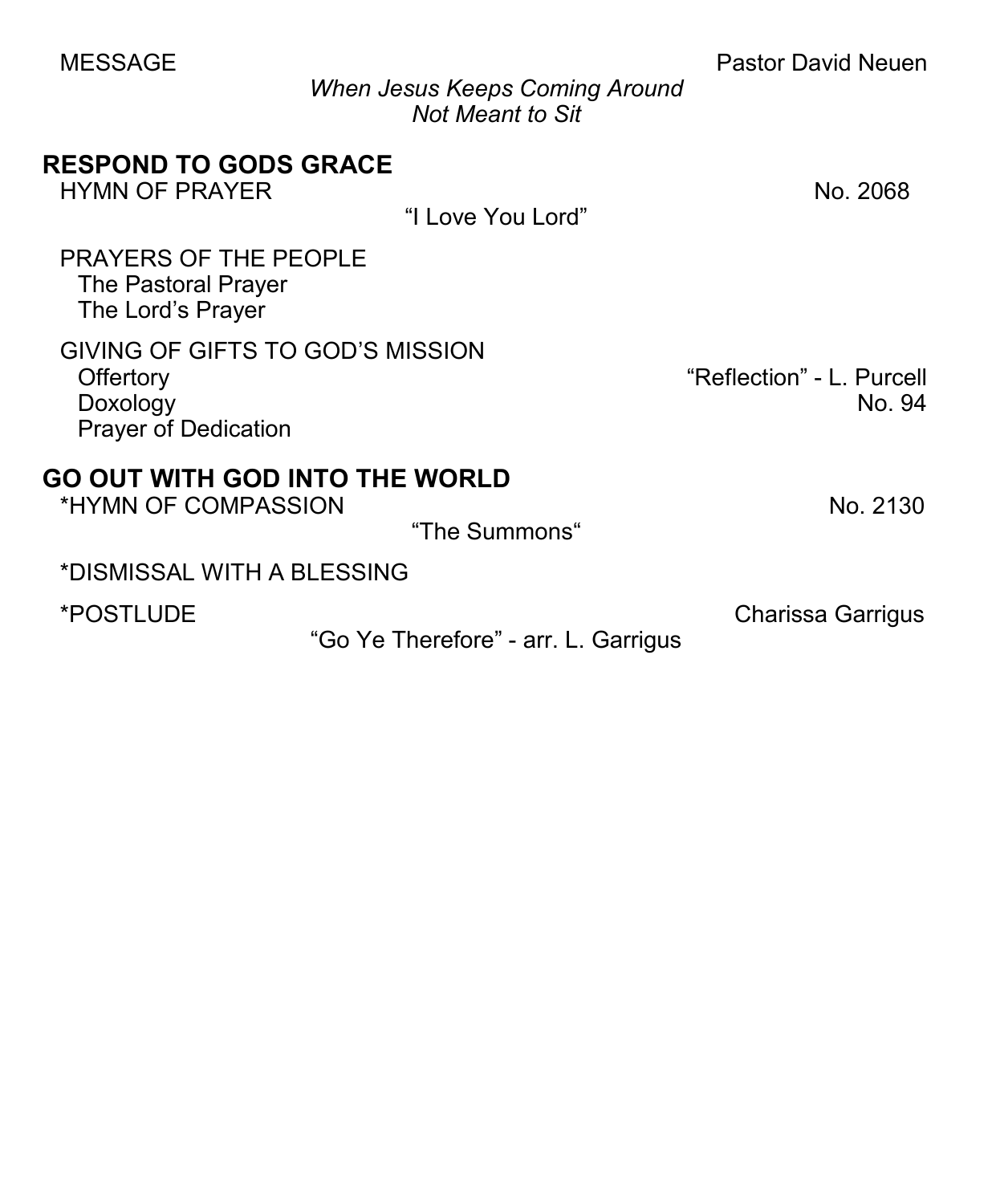MESSAGE Pastor David Neuen

*When Jesus Keeps Coming Around*
*Not Meant to Sit*

## RESPOND TO GODS GRACE

HYMN OF PRAYER No. 2068

"I Love You Lord"

PRAYERS OF THE PEOPLE
- The Pastoral Prayer
- The Lord's Prayer

GIVING OF GIFTS TO GOD'S MISSION
- Offertory "Reflection" - L. Purcell
- Doxology No. 94
- Prayer of Dedication

## GO OUT WITH GOD INTO THE WORLD

*HYMN OF COMPASSION No. 2130

"The Summons"

*DISMISSAL WITH A BLESSING

*POSTLUDE Charissa Garrigus

"Go Ye Therefore" - arr. L. Garrigus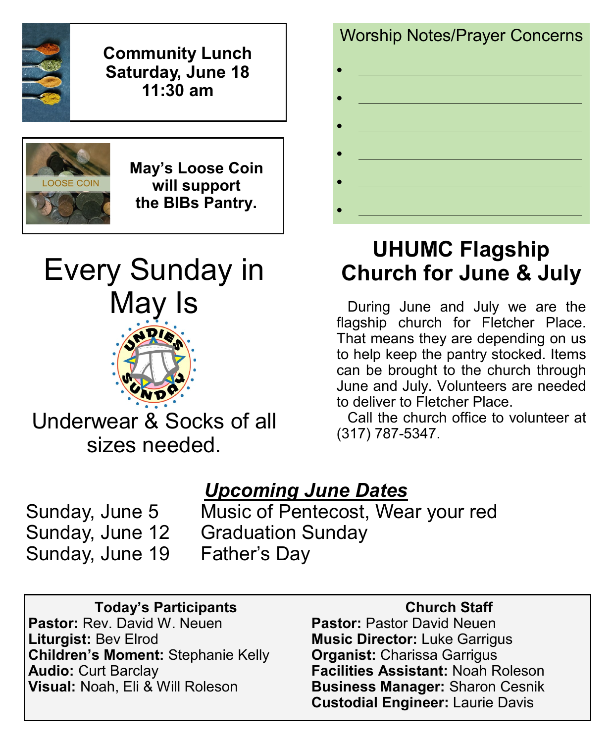**Community Lunch**
**Saturday, June 18**
**11:30 am**

**May's Loose Coin will support the BIBs Pantry.**

Every Sunday in May Is

UNDIES SUNDAY

Underwear & Socks of all sizes needed.

Worship Notes/Prayer Concerns

- ______________________________
- ______________________________
- ______________________________
- ______________________________
- ______________________________
- ______________________________

## UHUMC Flagship Church for June & July

During June and July we are the flagship church for Fletcher Place. That means they are depending on us to help keep the pantry stocked. Items can be brought to the church through June and July. Volunteers are needed to deliver to Fletcher Place.

Call the church office to volunteer at (317) 787-5347.

## ***Upcoming June Dates***

| | |
|---|---|
| Sunday, June 5 | Music of Pentecost, Wear your red |
| Sunday, June 12 | Graduation Sunday |
| Sunday, June 19 | Father's Day |

**Today's Participants**
**Pastor:** Rev. David W. Neuen
**Liturgist:** Bev Elrod
**Children's Moment:** Stephanie Kelly
**Audio:** Curt Barclay
**Visual:** Noah, Eli & Will Roleson

**Church Staff**
**Pastor:** Pastor David Neuen
**Music Director:** Luke Garrigus
**Organist:** Charissa Garrigus
**Facilities Assistant:** Noah Roleson
**Business Manager:** Sharon Cesnik
**Custodial Engineer:** Laurie Davis